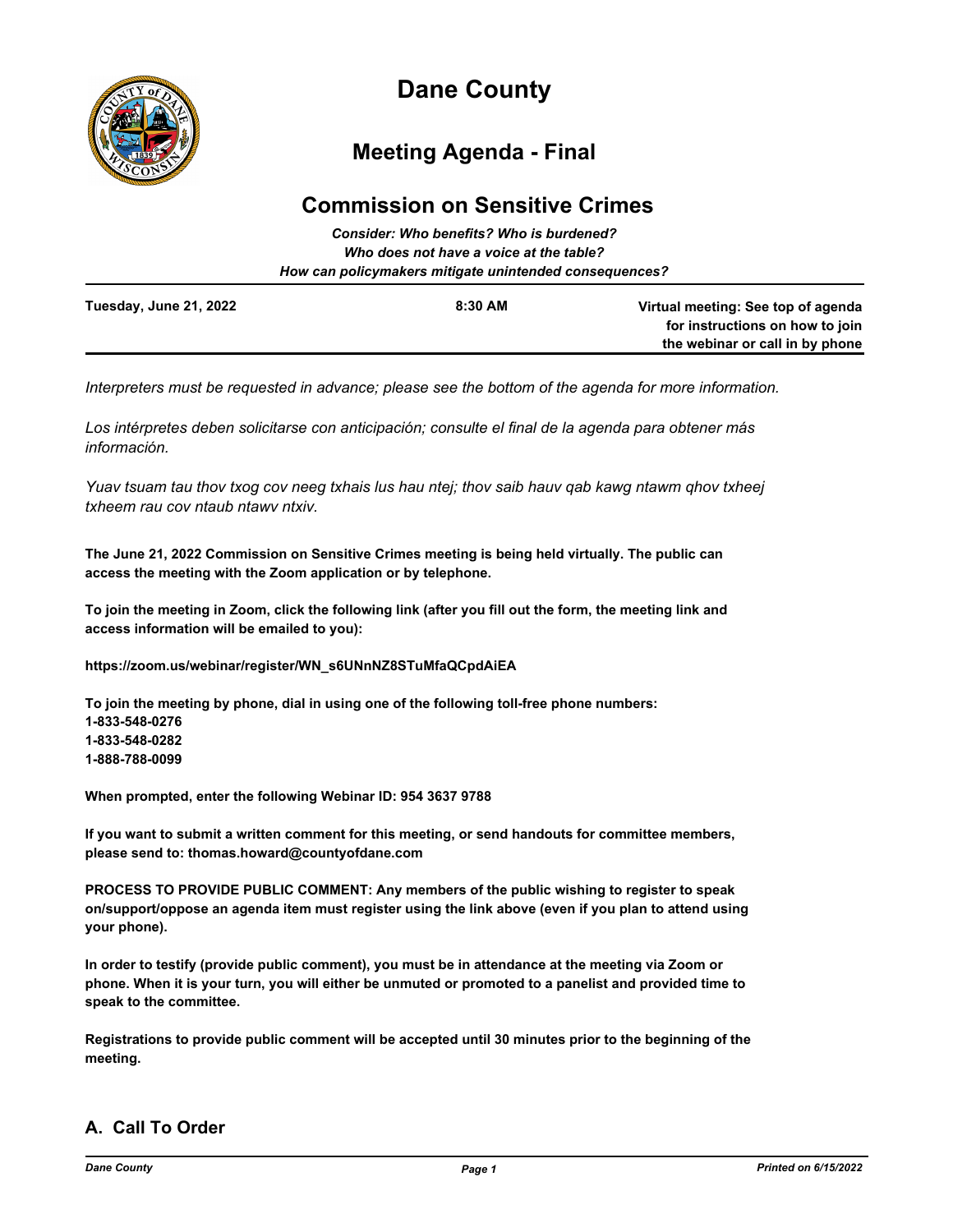# Dane County

## Meeting Agenda - Final

## Commission on Sensitive Crimes

***Consider: Who benefits? Who is burdened?***
***Who does not have a voice at the table?***
***How can policymakers mitigate unintended consequences?***

| Tuesday, June 21, 2022 | 8:30 AM | Virtual meeting: See top of agenda for instructions on how to join the webinar or call in by phone |
|---|---|---|

*Interpreters must be requested in advance; please see the bottom of the agenda for more information.*

*Los intérpretes deben solicitarse con anticipación; consulte el final de la agenda para obtener más información.*

*Yuav tsuam tau thov txog cov neeg txhais lus hau ntej; thov saib hauv qab kawg ntawm qhov txheej txheem rau cov ntaub ntawv ntxiv.*

**The June 21, 2022 Commission on Sensitive Crimes meeting is being held virtually. The public can access the meeting with the Zoom application or by telephone.**

**To join the meeting in Zoom, click the following link (after you fill out the form, the meeting link and access information will be emailed to you):**

**https://zoom.us/webinar/register/WN_s6UNnNZ8STuMfaQCpdAiEA**

**To join the meeting by phone, dial in using one of the following toll-free phone numbers:**
**1-833-548-0276**
**1-833-548-0282**
**1-888-788-0099**

**When prompted, enter the following Webinar ID: 954 3637 9788**

**If you want to submit a written comment for this meeting, or send handouts for committee members, please send to: thomas.howard@countyofdane.com**

**PROCESS TO PROVIDE PUBLIC COMMENT: Any members of the public wishing to register to speak on/support/oppose an agenda item must register using the link above (even if you plan to attend using your phone).**

**In order to testify (provide public comment), you must be in attendance at the meeting via Zoom or phone. When it is your turn, you will either be unmuted or promoted to a panelist and provided time to speak to the committee.**

**Registrations to provide public comment will be accepted until 30 minutes prior to the beginning of the meeting.**

## A. Call To Order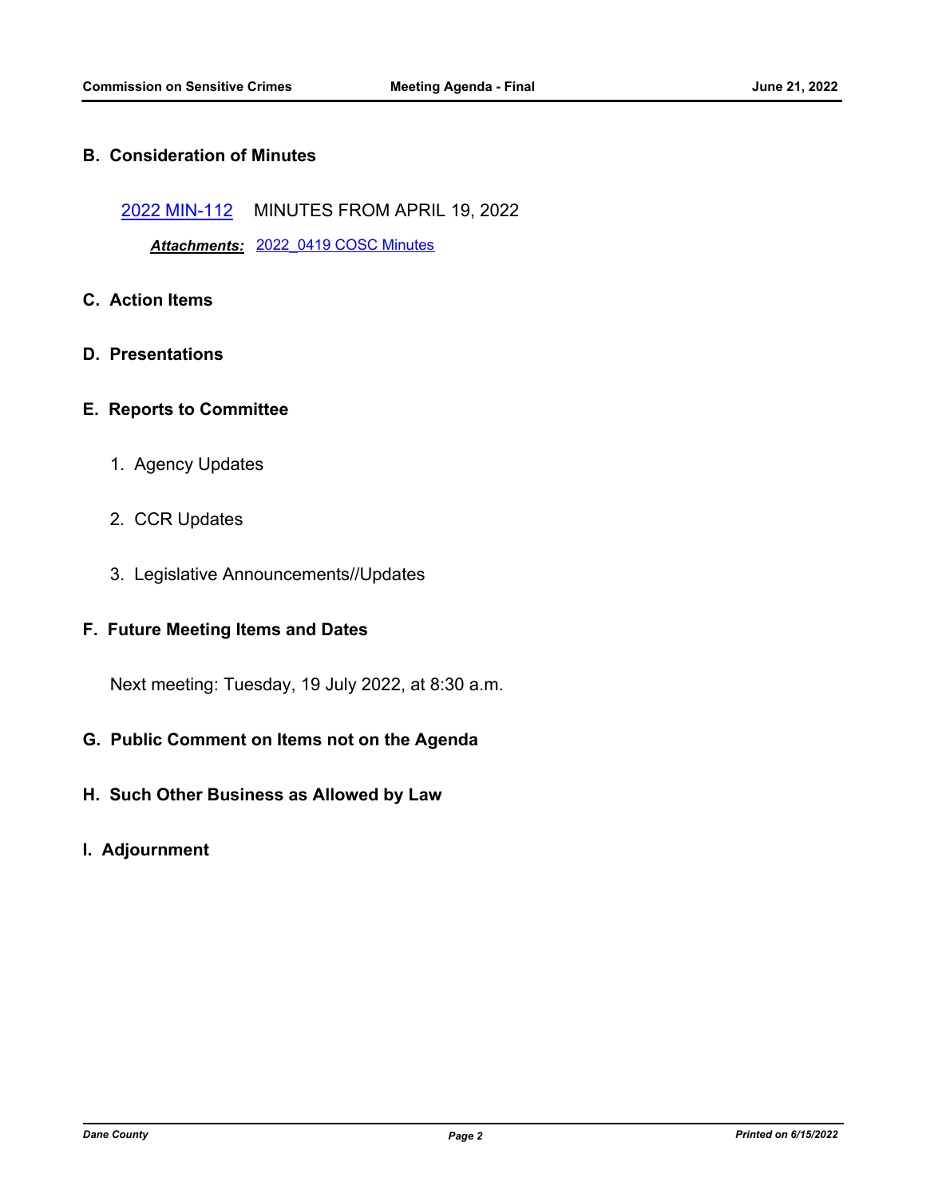## B. Consideration of Minutes

2022 MIN-112 MINUTES FROM APRIL 19, 2022

***Attachments:*** 2022_0419 COSC Minutes

## C. Action Items

## D. Presentations

## E. Reports to Committee

1. Agency Updates

2. CCR Updates

3. Legislative Announcements//Updates

## F. Future Meeting Items and Dates

Next meeting: Tuesday, 19 July 2022, at 8:30 a.m.

## G. Public Comment on Items not on the Agenda

## H. Such Other Business as Allowed by Law

## I. Adjournment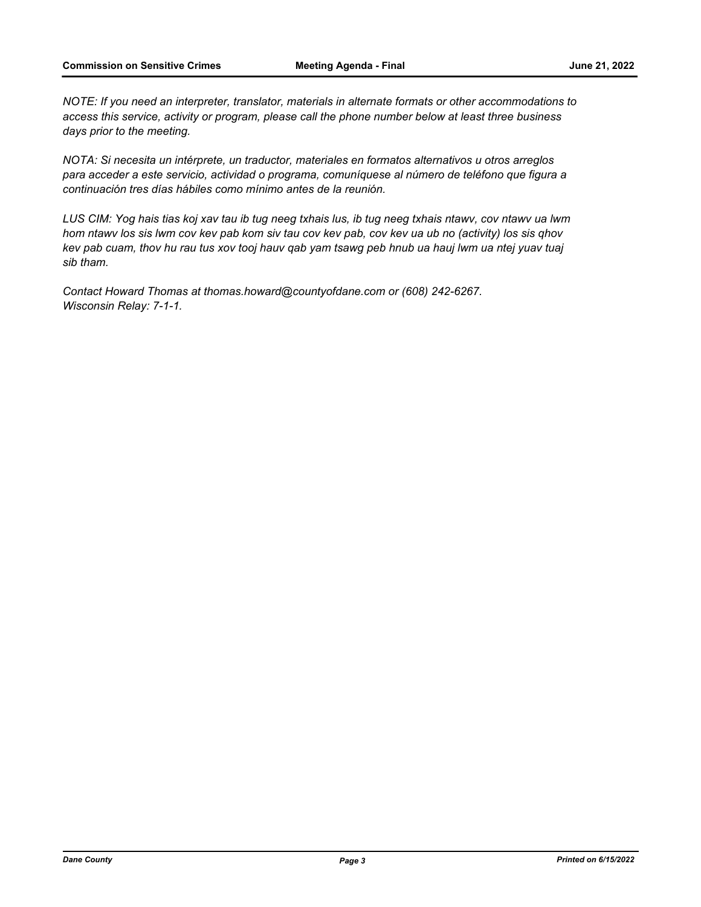*NOTE: If you need an interpreter, translator, materials in alternate formats or other accommodations to access this service, activity or program, please call the phone number below at least three business days prior to the meeting.*

*NOTA: Si necesita un intérprete, un traductor, materiales en formatos alternativos u otros arreglos para acceder a este servicio, actividad o programa, comuníquese al número de teléfono que figura a continuación tres días hábiles como mínimo antes de la reunión.*

*LUS CIM: Yog hais tias koj xav tau ib tug neeg txhais lus, ib tug neeg txhais ntawv, cov ntawv ua lwm hom ntawv los sis lwm cov kev pab kom siv tau cov kev pab, cov kev ua ub no (activity) los sis qhov kev pab cuam, thov hu rau tus xov tooj hauv qab yam tsawg peb hnub ua hauj lwm ua ntej yuav tuaj sib tham.*

*Contact Howard Thomas at thomas.howard@countyofdane.com or (608) 242-6267.*
*Wisconsin Relay: 7-1-1.*